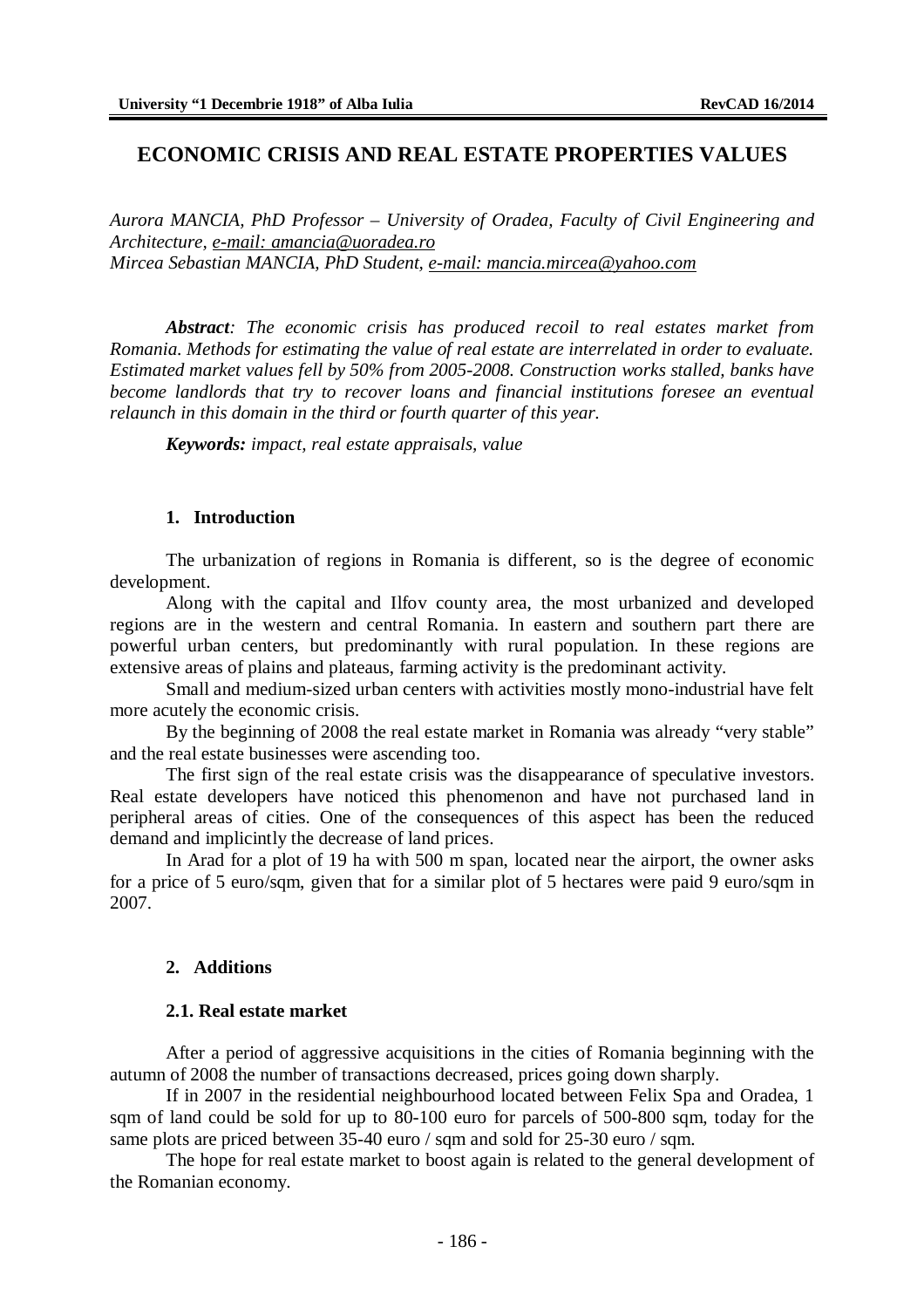# ECONOMIC CRISIS AND REAL ESTATE PROPERTIES VALUES

*Aurora MANCIA, PhD Professor – University of Oradea, Faculty of Civil Engineering and Architecture, e-mail: amancia@uoradea.ro*
*Mircea Sebastian MANCIA, PhD Student, e-mail: mancia.mircea@yahoo.com*

***Abstract****: The economic crisis has produced recoil to real estates market from Romania. Methods for estimating the value of real estate are interrelated in order to evaluate. Estimated market values fell by 50% from 2005-2008. Construction works stalled, banks have become landlords that try to recover loans and financial institutions foresee an eventual relaunch in this domain in the third or fourth quarter of this year.*

***Keywords:*** *impact, real estate appraisals, value*

## 1. Introduction

The urbanization of regions in Romania is different, so is the degree of economic development.

Along with the capital and Ilfov county area, the most urbanized and developed regions are in the western and central Romania. In eastern and southern part there are powerful urban centers, but predominantly with rural population. In these regions are extensive areas of plains and plateaus, farming activity is the predominant activity.

Small and medium-sized urban centers with activities mostly mono-industrial have felt more acutely the economic crisis.

By the beginning of 2008 the real estate market in Romania was already "very stable" and the real estate businesses were ascending too.

The first sign of the real estate crisis was the disappearance of speculative investors. Real estate developers have noticed this phenomenon and have not purchased land in peripheral areas of cities. One of the consequences of this aspect has been the reduced demand and implicintly the decrease of land prices.

In Arad for a plot of 19 ha with 500 m span, located near the airport, the owner asks for a price of 5 euro/sqm, given that for a similar plot of 5 hectares were paid 9 euro/sqm in 2007.

## 2. Additions

### 2.1. Real estate market

After a period of aggressive acquisitions in the cities of Romania beginning with the autumn of 2008 the number of transactions decreased, prices going down sharply.

If in 2007 in the residential neighbourhood located between Felix Spa and Oradea, 1 sqm of land could be sold for up to 80-100 euro for parcels of 500-800 sqm, today for the same plots are priced between 35-40 euro / sqm and sold for 25-30 euro / sqm.

The hope for real estate market to boost again is related to the general development of the Romanian economy.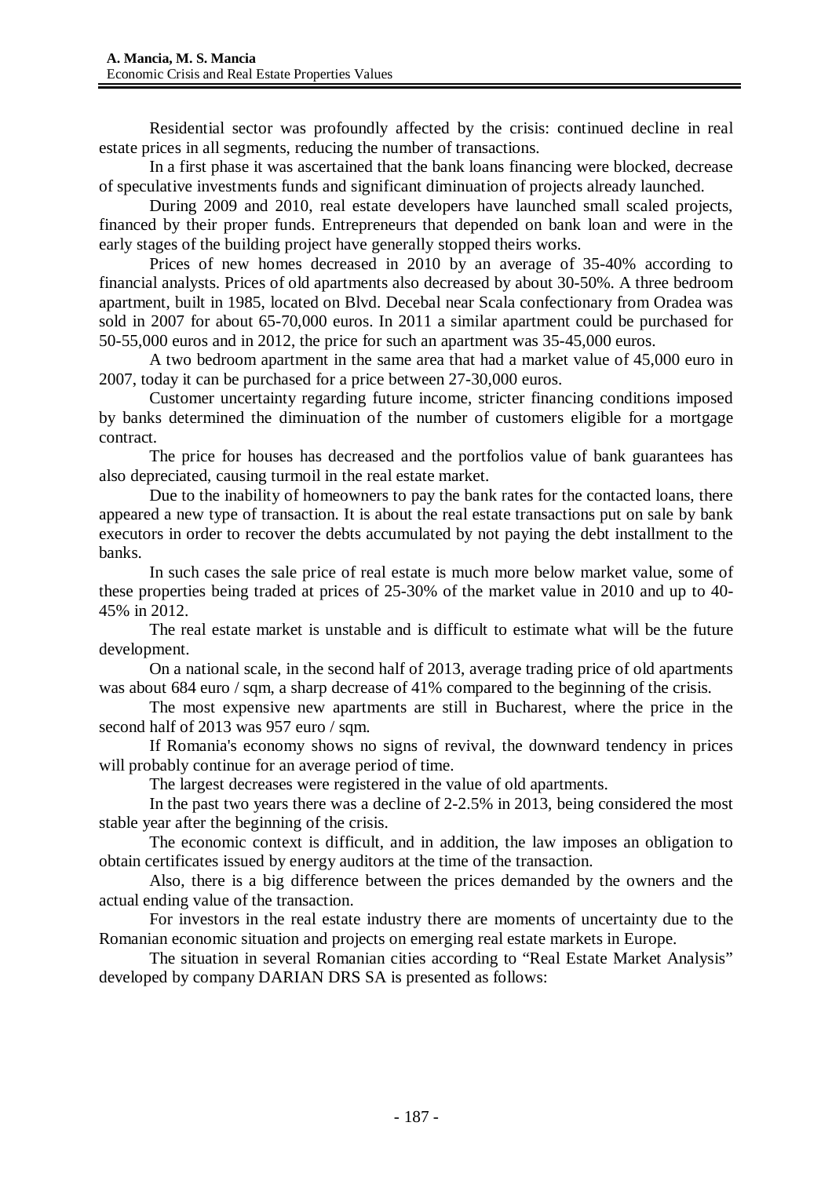Residential sector was profoundly affected by the crisis: continued decline in real estate prices in all segments, reducing the number of transactions.

In a first phase it was ascertained that the bank loans financing were blocked, decrease of speculative investments funds and significant diminuation of projects already launched.

During 2009 and 2010, real estate developers have launched small scaled projects, financed by their proper funds. Entrepreneurs that depended on bank loan and were in the early stages of the building project have generally stopped theirs works.

Prices of new homes decreased in 2010 by an average of 35-40% according to financial analysts. Prices of old apartments also decreased by about 30-50%. A three bedroom apartment, built in 1985, located on Blvd. Decebal near Scala confectionary from Oradea was sold in 2007 for about 65-70,000 euros. In 2011 a similar apartment could be purchased for 50-55,000 euros and in 2012, the price for such an apartment was 35-45,000 euros.

A two bedroom apartment in the same area that had a market value of 45,000 euro in 2007, today it can be purchased for a price between 27-30,000 euros.

Customer uncertainty regarding future income, stricter financing conditions imposed by banks determined the diminuation of the number of customers eligible for a mortgage contract.

The price for houses has decreased and the portfolios value of bank guarantees has also depreciated, causing turmoil in the real estate market.

Due to the inability of homeowners to pay the bank rates for the contacted loans, there appeared a new type of transaction. It is about the real estate transactions put on sale by bank executors in order to recover the debts accumulated by not paying the debt installment to the banks.

In such cases the sale price of real estate is much more below market value, some of these properties being traded at prices of 25-30% of the market value in 2010 and up to 40-45% in 2012.

The real estate market is unstable and is difficult to estimate what will be the future development.

On a national scale, in the second half of 2013, average trading price of old apartments was about 684 euro / sqm, a sharp decrease of 41% compared to the beginning of the crisis.

The most expensive new apartments are still in Bucharest, where the price in the second half of 2013 was 957 euro / sqm.

If Romania's economy shows no signs of revival, the downward tendency in prices will probably continue for an average period of time.

The largest decreases were registered in the value of old apartments.

In the past two years there was a decline of 2-2.5% in 2013, being considered the most stable year after the beginning of the crisis.

The economic context is difficult, and in addition, the law imposes an obligation to obtain certificates issued by energy auditors at the time of the transaction.

Also, there is a big difference between the prices demanded by the owners and the actual ending value of the transaction.

For investors in the real estate industry there are moments of uncertainty due to the Romanian economic situation and projects on emerging real estate markets in Europe.

The situation in several Romanian cities according to "Real Estate Market Analysis" developed by company DARIAN DRS SA is presented as follows: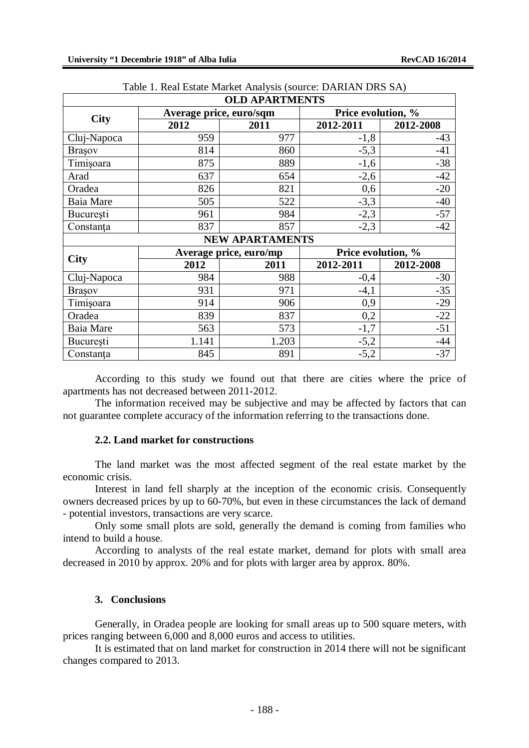Table 1. Real Estate Market Analysis (source: DARIAN DRS SA)

| OLD APARTMENTS | | | | |
|---|---|---|---|---|
| **City** | **Average price, euro/sqm** | | **Price evolution, %** | |
| | **2012** | **2011** | **2012-2011** | **2012-2008** |
| Cluj-Napoca | 959 | 977 | -1,8 | -43 |
| Braşov | 814 | 860 | -5,3 | -41 |
| Timişoara | 875 | 889 | -1,6 | -38 |
| Arad | 637 | 654 | -2,6 | -42 |
| Oradea | 826 | 821 | 0,6 | -20 |
| Baia Mare | 505 | 522 | -3,3 | -40 |
| Bucureşti | 961 | 984 | -2,3 | -57 |
| Constanţa | 837 | 857 | -2,3 | -42 |
| **NEW APARTAMENTS** | | | | |
| **City** | **Average price, euro/mp** | | **Price evolution, %** | |
| | **2012** | **2011** | **2012-2011** | **2012-2008** |
| Cluj-Napoca | 984 | 988 | -0,4 | -30 |
| Braşov | 931 | 971 | -4,1 | -35 |
| Timişoara | 914 | 906 | 0,9 | -29 |
| Oradea | 839 | 837 | 0,2 | -22 |
| Baia Mare | 563 | 573 | -1,7 | -51 |
| Bucureşti | 1.141 | 1.203 | -5,2 | -44 |
| Constanţa | 845 | 891 | -5,2 | -37 |

According to this study we found out that there are cities where the price of apartments has not decreased between 2011-2012.

The information received may be subjective and may be affected by factors that can not guarantee complete accuracy of the information referring to the transactions done.

### 2.2. Land market for constructions

The land market was the most affected segment of the real estate market by the economic crisis.

Interest in land fell sharply at the inception of the economic crisis. Consequently owners decreased prices by up to 60-70%, but even in these circumstances the lack of demand - potential investors, transactions are very scarce.

Only some small plots are sold, generally the demand is coming from families who intend to build a house.

According to analysts of the real estate market, demand for plots with small area decreased in 2010 by approx. 20% and for plots with larger area by approx. 80%.

## 3. Conclusions

Generally, in Oradea people are looking for small areas up to 500 square meters, with prices ranging between 6,000 and 8,000 euros and access to utilities.

It is estimated that on land market for construction in 2014 there will not be significant changes compared to 2013.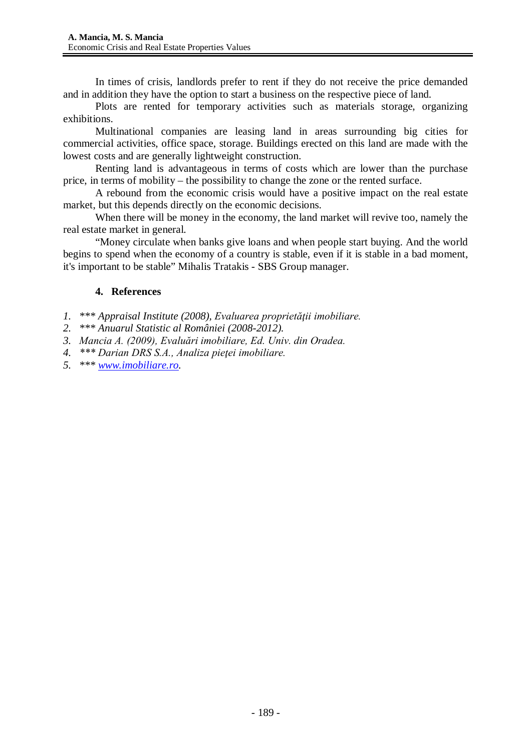In times of crisis, landlords prefer to rent if they do not receive the price demanded and in addition they have the option to start a business on the respective piece of land.

Plots are rented for temporary activities such as materials storage, organizing exhibitions.

Multinational companies are leasing land in areas surrounding big cities for commercial activities, office space, storage. Buildings erected on this land are made with the lowest costs and are generally lightweight construction.

Renting land is advantageous in terms of costs which are lower than the purchase price, in terms of mobility – the possibility to change the zone or the rented surface.

A rebound from the economic crisis would have a positive impact on the real estate market, but this depends directly on the economic decisions.

When there will be money in the economy, the land market will revive too, namely the real estate market in general.

"Money circulate when banks give loans and when people start buying. And the world begins to spend when the economy of a country is stable, even if it is stable in a bad moment, it's important to be stable" Mihalis Tratakis - SBS Group manager.

## 4. References

1. *\*\*\* Appraisal Institute (2008), Evaluarea proprietăţii imobiliare.*
2. *\*\*\* Anuarul Statistic al României (2008-2012).*
3. *Mancia A. (2009), Evaluări imobiliare, Ed. Univ. din Oradea.*
4. *\*\*\* Darian DRS S.A., Analiza pieţei imobiliare.*
5. *\*\*\* www.imobiliare.ro.*